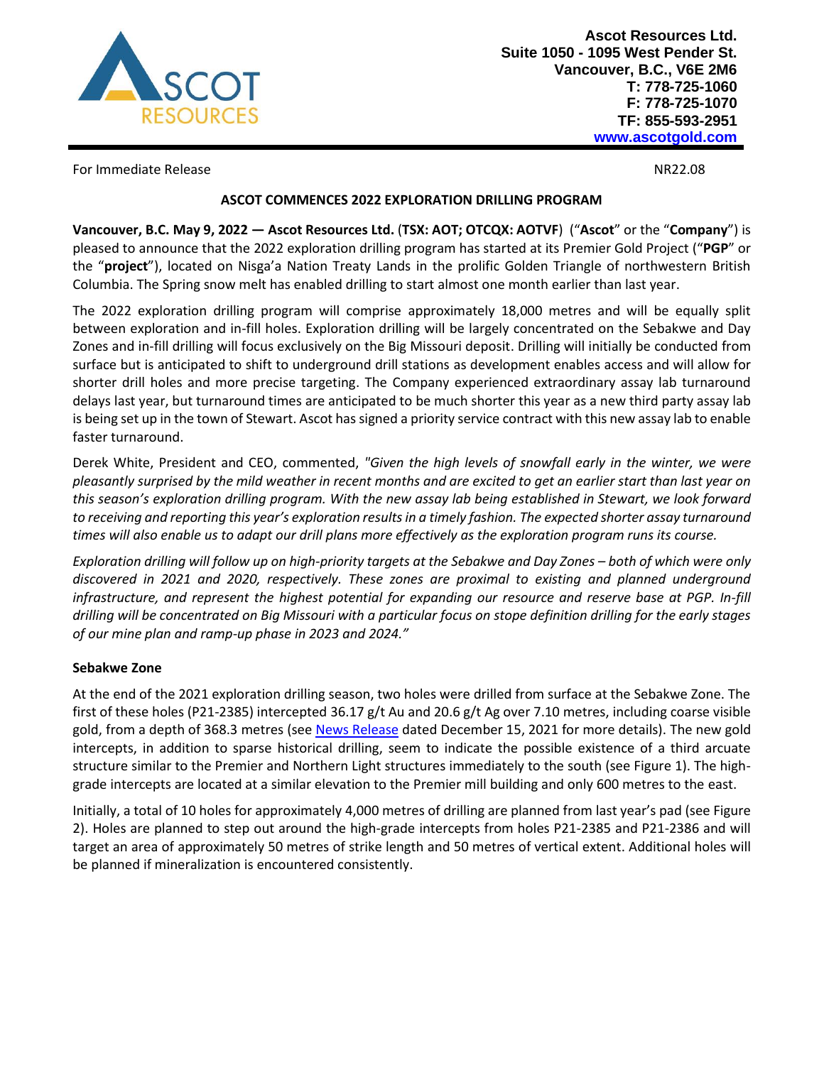Ascot Resources Ltd.
Suite 1050 - 1095 West Pender St.
Vancouver, B.C., V6E 2M6
T: 778-725-1060
F: 778-725-1070
TF: 855-593-2951
www.ascotgold.com

For Immediate Release NR22.08

# ASCOT COMMENCES 2022 EXPLORATION DRILLING PROGRAM

**Vancouver, B.C. May 9, 2022 — Ascot Resources Ltd.** (**TSX: AOT; OTCQX: AOTVF**) ("**Ascot**" or the "**Company**") is pleased to announce that the 2022 exploration drilling program has started at its Premier Gold Project ("**PGP**" or the "**project**"), located on Nisga'a Nation Treaty Lands in the prolific Golden Triangle of northwestern British Columbia. The Spring snow melt has enabled drilling to start almost one month earlier than last year.

The 2022 exploration drilling program will comprise approximately 18,000 metres and will be equally split between exploration and in-fill holes. Exploration drilling will be largely concentrated on the Sebakwe and Day Zones and in-fill drilling will focus exclusively on the Big Missouri deposit. Drilling will initially be conducted from surface but is anticipated to shift to underground drill stations as development enables access and will allow for shorter drill holes and more precise targeting. The Company experienced extraordinary assay lab turnaround delays last year, but turnaround times are anticipated to be much shorter this year as a new third party assay lab is being set up in the town of Stewart. Ascot has signed a priority service contract with this new assay lab to enable faster turnaround.

Derek White, President and CEO, commented, *"Given the high levels of snowfall early in the winter, we were pleasantly surprised by the mild weather in recent months and are excited to get an earlier start than last year on this season's exploration drilling program. With the new assay lab being established in Stewart, we look forward to receiving and reporting this year's exploration results in a timely fashion. The expected shorter assay turnaround times will also enable us to adapt our drill plans more effectively as the exploration program runs its course.*

*Exploration drilling will follow up on high-priority targets at the Sebakwe and Day Zones – both of which were only discovered in 2021 and 2020, respectively. These zones are proximal to existing and planned underground infrastructure, and represent the highest potential for expanding our resource and reserve base at PGP. In-fill drilling will be concentrated on Big Missouri with a particular focus on stope definition drilling for the early stages of our mine plan and ramp-up phase in 2023 and 2024."*

## Sebakwe Zone

At the end of the 2021 exploration drilling season, two holes were drilled from surface at the Sebakwe Zone. The first of these holes (P21-2385) intercepted 36.17 g/t Au and 20.6 g/t Ag over 7.10 metres, including coarse visible gold, from a depth of 368.3 metres (see News Release dated December 15, 2021 for more details). The new gold intercepts, in addition to sparse historical drilling, seem to indicate the possible existence of a third arcuate structure similar to the Premier and Northern Light structures immediately to the south (see Figure 1). The high-grade intercepts are located at a similar elevation to the Premier mill building and only 600 metres to the east.

Initially, a total of 10 holes for approximately 4,000 metres of drilling are planned from last year's pad (see Figure 2). Holes are planned to step out around the high-grade intercepts from holes P21-2385 and P21-2386 and will target an area of approximately 50 metres of strike length and 50 metres of vertical extent. Additional holes will be planned if mineralization is encountered consistently.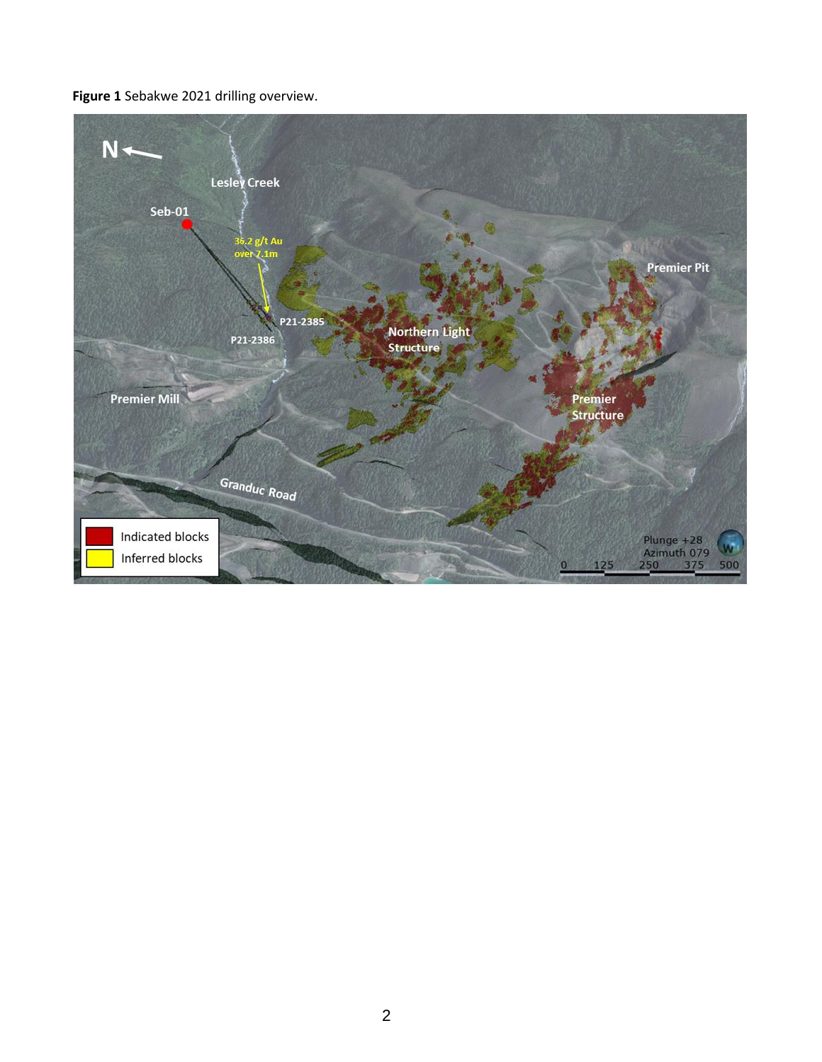**Figure 1** Sebakwe 2021 drilling overview.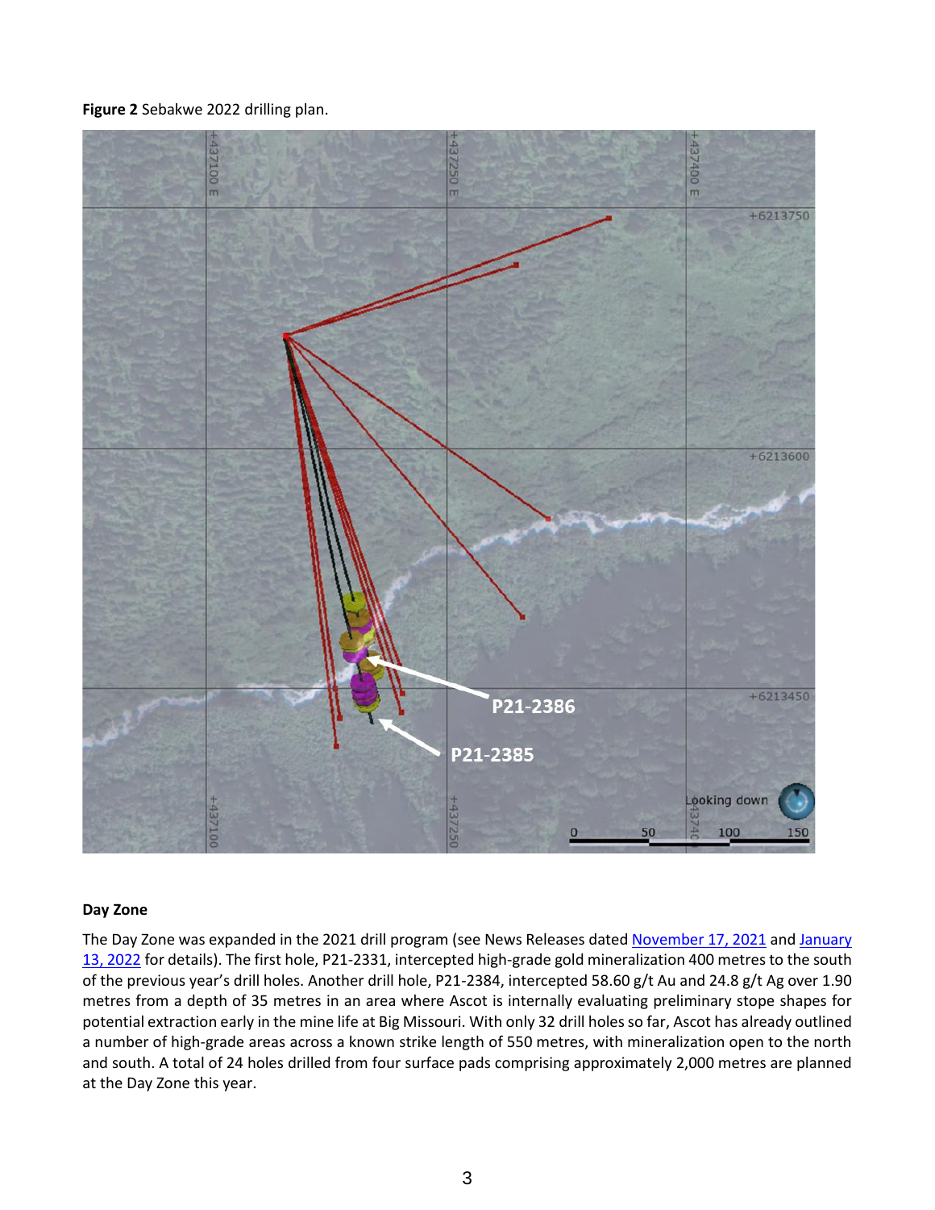**Figure 2** Sebakwe 2022 drilling plan.

**Day Zone**

The Day Zone was expanded in the 2021 drill program (see News Releases dated [November 17, 2021] and [January 13, 2022] for details). The first hole, P21-2331, intercepted high-grade gold mineralization 400 metres to the south of the previous year's drill holes. Another drill hole, P21-2384, intercepted 58.60 g/t Au and 24.8 g/t Ag over 1.90 metres from a depth of 35 metres in an area where Ascot is internally evaluating preliminary stope shapes for potential extraction early in the mine life at Big Missouri. With only 32 drill holes so far, Ascot has already outlined a number of high-grade areas across a known strike length of 550 metres, with mineralization open to the north and south. A total of 24 holes drilled from four surface pads comprising approximately 2,000 metres are planned at the Day Zone this year.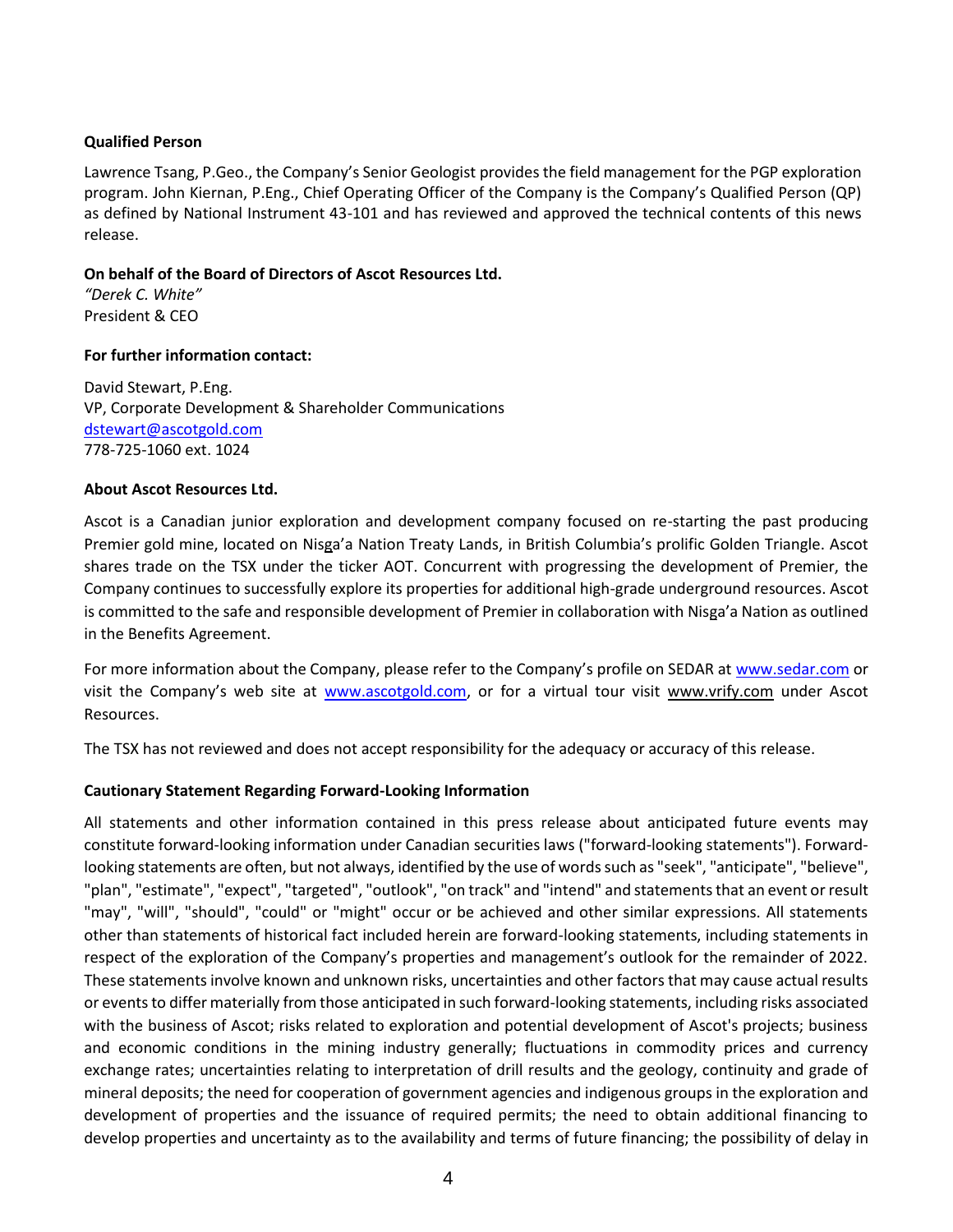**Qualified Person**

Lawrence Tsang, P.Geo., the Company's Senior Geologist provides the field management for the PGP exploration program. John Kiernan, P.Eng., Chief Operating Officer of the Company is the Company's Qualified Person (QP) as defined by National Instrument 43-101 and has reviewed and approved the technical contents of this news release.

**On behalf of the Board of Directors of Ascot Resources Ltd.**
*"Derek C. White"*
President & CEO

**For further information contact:**

David Stewart, P.Eng.
VP, Corporate Development & Shareholder Communications
dstewart@ascotgold.com
778-725-1060 ext. 1024

**About Ascot Resources Ltd.**

Ascot is a Canadian junior exploration and development company focused on re-starting the past producing Premier gold mine, located on Nisg̲a'a Nation Treaty Lands, in British Columbia's prolific Golden Triangle. Ascot shares trade on the TSX under the ticker AOT. Concurrent with progressing the development of Premier, the Company continues to successfully explore its properties for additional high-grade underground resources. Ascot is committed to the safe and responsible development of Premier in collaboration with Nisga'a Nation as outlined in the Benefits Agreement.

For more information about the Company, please refer to the Company's profile on SEDAR at www.sedar.com or visit the Company's web site at www.ascotgold.com, or for a virtual tour visit www.vrify.com under Ascot Resources.

The TSX has not reviewed and does not accept responsibility for the adequacy or accuracy of this release.

**Cautionary Statement Regarding Forward-Looking Information**

All statements and other information contained in this press release about anticipated future events may constitute forward-looking information under Canadian securities laws ("forward-looking statements"). Forward-looking statements are often, but not always, identified by the use of words such as "seek", "anticipate", "believe", "plan", "estimate", "expect", "targeted", "outlook", "on track" and "intend" and statements that an event or result "may", "will", "should", "could" or "might" occur or be achieved and other similar expressions. All statements other than statements of historical fact included herein are forward-looking statements, including statements in respect of the exploration of the Company's properties and management's outlook for the remainder of 2022. These statements involve known and unknown risks, uncertainties and other factors that may cause actual results or events to differ materially from those anticipated in such forward-looking statements, including risks associated with the business of Ascot; risks related to exploration and potential development of Ascot's projects; business and economic conditions in the mining industry generally; fluctuations in commodity prices and currency exchange rates; uncertainties relating to interpretation of drill results and the geology, continuity and grade of mineral deposits; the need for cooperation of government agencies and indigenous groups in the exploration and development of properties and the issuance of required permits; the need to obtain additional financing to develop properties and uncertainty as to the availability and terms of future financing; the possibility of delay in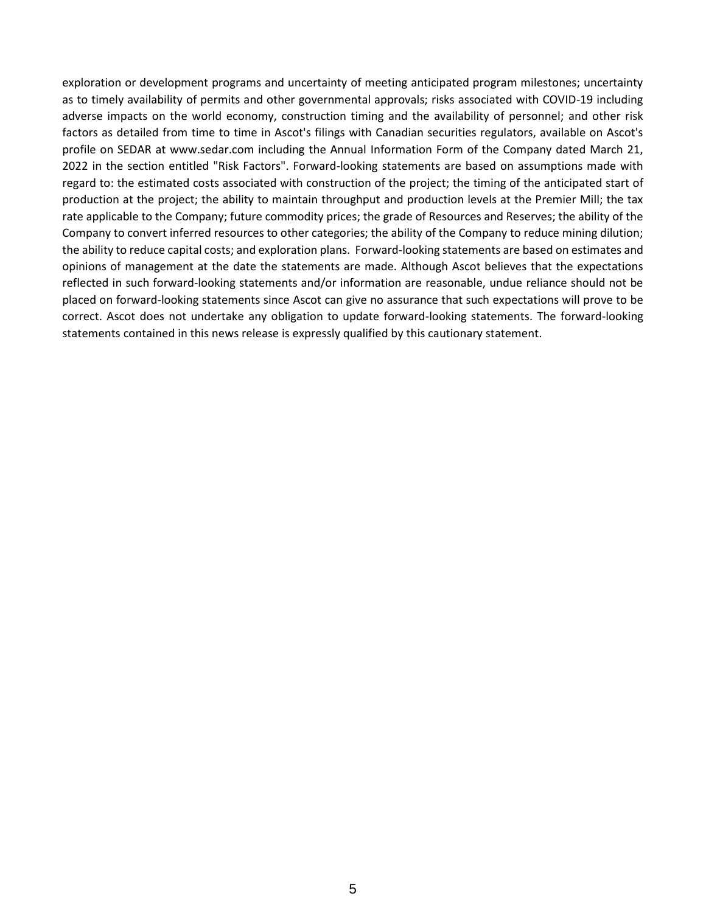exploration or development programs and uncertainty of meeting anticipated program milestones; uncertainty as to timely availability of permits and other governmental approvals; risks associated with COVID-19 including adverse impacts on the world economy, construction timing and the availability of personnel; and other risk factors as detailed from time to time in Ascot's filings with Canadian securities regulators, available on Ascot's profile on SEDAR at www.sedar.com including the Annual Information Form of the Company dated March 21, 2022 in the section entitled "Risk Factors". Forward-looking statements are based on assumptions made with regard to: the estimated costs associated with construction of the project; the timing of the anticipated start of production at the project; the ability to maintain throughput and production levels at the Premier Mill; the tax rate applicable to the Company; future commodity prices; the grade of Resources and Reserves; the ability of the Company to convert inferred resources to other categories; the ability of the Company to reduce mining dilution; the ability to reduce capital costs; and exploration plans. Forward-looking statements are based on estimates and opinions of management at the date the statements are made. Although Ascot believes that the expectations reflected in such forward-looking statements and/or information are reasonable, undue reliance should not be placed on forward-looking statements since Ascot can give no assurance that such expectations will prove to be correct. Ascot does not undertake any obligation to update forward-looking statements. The forward-looking statements contained in this news release is expressly qualified by this cautionary statement.